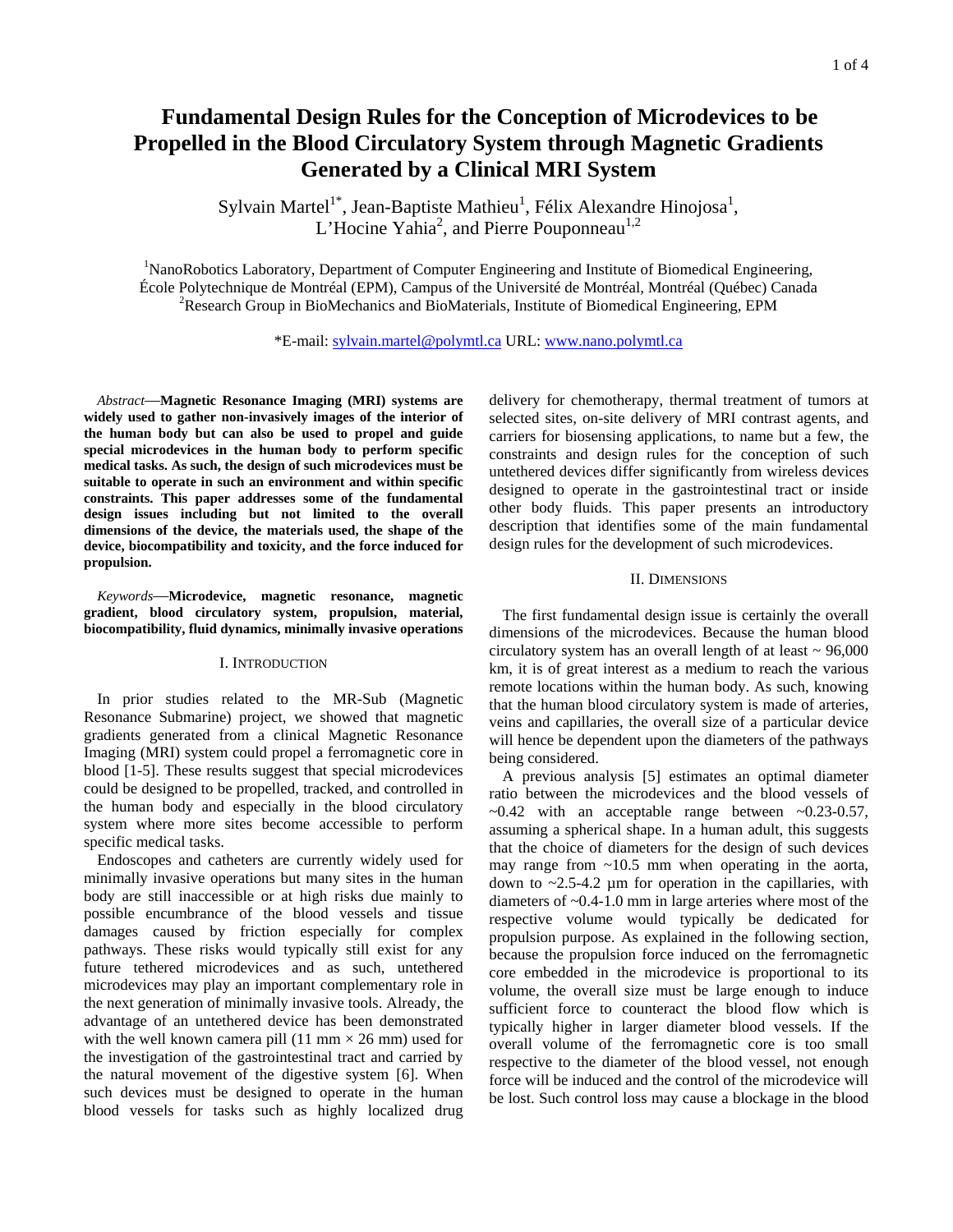# Fundamental Design Rules for the Conception of Microdevices to be Propelled in the Blood Circulatory System through Magnetic Gradients Generated by a Clinical MRI System

Sylvain Martel[1*], Jean-Baptiste Mathieu[1], Félix Alexandre Hinojosa[1], L'Hocine Yahia[2], and Pierre Pouponneau[1,2]

[1]NanoRobotics Laboratory, Department of Computer Engineering and Institute of Biomedical Engineering, École Polytechnique de Montréal (EPM), Campus of the Université de Montréal, Montréal (Québec) Canada
[2]Research Group in BioMechanics and BioMaterials, Institute of Biomedical Engineering, EPM

*E-mail: sylvain.martel@polymtl.ca URL: www.nano.polymtl.ca

*Abstract*—**Magnetic Resonance Imaging (MRI) systems are widely used to gather non-invasively images of the interior of the human body but can also be used to propel and guide special microdevices in the human body to perform specific medical tasks. As such, the design of such microdevices must be suitable to operate in such an environment and within specific constraints. This paper addresses some of the fundamental design issues including but not limited to the overall dimensions of the device, the materials used, the shape of the device, biocompatibility and toxicity, and the force induced for propulsion.**

*Keywords*—**Microdevice, magnetic resonance, magnetic gradient, blood circulatory system, propulsion, material, biocompatibility, fluid dynamics, minimally invasive operations**

## I. Introduction

In prior studies related to the MR-Sub (Magnetic Resonance Submarine) project, we showed that magnetic gradients generated from a clinical Magnetic Resonance Imaging (MRI) system could propel a ferromagnetic core in blood [1-5]. These results suggest that special microdevices could be designed to be propelled, tracked, and controlled in the human body and especially in the blood circulatory system where more sites become accessible to perform specific medical tasks.

Endoscopes and catheters are currently widely used for minimally invasive operations but many sites in the human body are still inaccessible or at high risks due mainly to possible encumbrance of the blood vessels and tissue damages caused by friction especially for complex pathways. These risks would typically still exist for any future tethered microdevices and as such, untethered microdevices may play an important complementary role in the next generation of minimally invasive tools. Already, the advantage of an untethered device has been demonstrated with the well known camera pill (11 mm × 26 mm) used for the investigation of the gastrointestinal tract and carried by the natural movement of the digestive system [6]. When such devices must be designed to operate in the human blood vessels for tasks such as highly localized drug delivery for chemotherapy, thermal treatment of tumors at selected sites, on-site delivery of MRI contrast agents, and carriers for biosensing applications, to name but a few, the constraints and design rules for the conception of such untethered devices differ significantly from wireless devices designed to operate in the gastrointestinal tract or inside other body fluids. This paper presents an introductory description that identifies some of the main fundamental design rules for the development of such microdevices.

## II. Dimensions

The first fundamental design issue is certainly the overall dimensions of the microdevices. Because the human blood circulatory system has an overall length of at least ~ 96,000 km, it is of great interest as a medium to reach the various remote locations within the human body. As such, knowing that the human blood circulatory system is made of arteries, veins and capillaries, the overall size of a particular device will hence be dependent upon the diameters of the pathways being considered.

A previous analysis [5] estimates an optimal diameter ratio between the microdevices and the blood vessels of ~0.42 with an acceptable range between ~0.23-0.57, assuming a spherical shape. In a human adult, this suggests that the choice of diameters for the design of such devices may range from ~10.5 mm when operating in the aorta, down to ~2.5-4.2 µm for operation in the capillaries, with diameters of ~0.4-1.0 mm in large arteries where most of the respective volume would typically be dedicated for propulsion purpose. As explained in the following section, because the propulsion force induced on the ferromagnetic core embedded in the microdevice is proportional to its volume, the overall size must be large enough to induce sufficient force to counteract the blood flow which is typically higher in larger diameter blood vessels. If the overall volume of the ferromagnetic core is too small respective to the diameter of the blood vessel, not enough force will be induced and the control of the microdevice will be lost. Such control loss may cause a blockage in the blood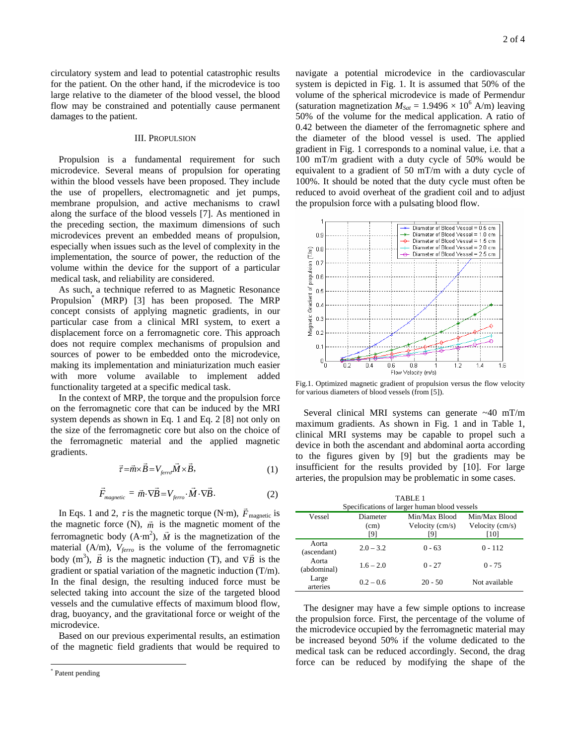circulatory system and lead to potential catastrophic results for the patient. On the other hand, if the microdevice is too large relative to the diameter of the blood vessel, the blood flow may be constrained and potentially cause permanent damages to the patient.

## III. PROPULSION

Propulsion is a fundamental requirement for such microdevice. Several means of propulsion for operating within the blood vessels have been proposed. They include the use of propellers, electromagnetic and jet pumps, membrane propulsion, and active mechanisms to crawl along the surface of the blood vessels [7]. As mentioned in the preceding section, the maximum dimensions of such microdevices prevent an embedded means of propulsion, especially when issues such as the level of complexity in the implementation, the source of power, the reduction of the volume within the device for the support of a particular medical task, and reliability are considered.

As such, a technique referred to as Magnetic Resonance Propulsion* (MRP) [3] has been proposed. The MRP concept consists of applying magnetic gradients, in our particular case from a clinical MRI system, to exert a displacement force on a ferromagnetic core. This approach does not require complex mechanisms of propulsion and sources of power to be embedded onto the microdevice, making its implementation and miniaturization much easier with more volume available to implement added functionality targeted at a specific medical task.

In the context of MRP, the torque and the propulsion force on the ferromagnetic core that can be induced by the MRI system depends as shown in Eq. 1 and Eq. 2 [8] not only on the size of the ferromagnetic core but also on the choice of the ferromagnetic material and the applied magnetic gradients.

$$\vec{\tau} = \vec{m} \times \vec{B} = V_{ferro} \vec{M} \times \vec{B}, \tag{1}$$

$$\vec{F}_{magnetic} = \vec{m} \cdot \nabla \vec{B} = V_{ferro} \cdot \vec{M} \cdot \nabla \vec{B}. \tag{2}$$

In Eqs. 1 and 2, $\tau$ is the magnetic torque (N·m), $\vec{F}_{magnetic}$ is the magnetic force (N), $\vec{m}$ is the magnetic moment of the ferromagnetic body (A·m$^2$), $\vec{M}$ is the magnetization of the material (A/m), $V_{ferro}$ is the volume of the ferromagnetic body (m$^3$), $\vec{B}$ is the magnetic induction (T), and $\nabla \vec{B}$ is the gradient or spatial variation of the magnetic induction (T/m). In the final design, the resulting induced force must be selected taking into account the size of the targeted blood vessels and the cumulative effects of maximum blood flow, drag, buoyancy, and the gravitational force or weight of the microdevice.

Based on our previous experimental results, an estimation of the magnetic field gradients that would be required to navigate a potential microdevice in the cardiovascular system is depicted in Fig. 1. It is assumed that 50% of the volume of the spherical microdevice is made of Permendur (saturation magnetization $M_{Sat} = 1.9496 \times 10^6$ A/m) leaving 50% of the volume for the medical application. A ratio of 0.42 between the diameter of the ferromagnetic sphere and the diameter of the blood vessel is used. The applied gradient in Fig. 1 corresponds to a nominal value, i.e. that a 100 mT/m gradient with a duty cycle of 50% would be equivalent to a gradient of 50 mT/m with a duty cycle of 100%. It should be noted that the duty cycle must often be reduced to avoid overheat of the gradient coil and to adjust the propulsion force with a pulsating blood flow.

Fig.1. Optimized magnetic gradient of propulsion versus the flow velocity for various diameters of blood vessels (from [5]).

Several clinical MRI systems can generate ~40 mT/m maximum gradients. As shown in Fig. 1 and in Table 1, clinical MRI systems may be capable to propel such a device in both the ascendant and abdominal aorta according to the figures given by [9] but the gradients may be insufficient for the results provided by [10]. For large arteries, the propulsion may be problematic in some cases.

TABLE 1
Specifications of larger human blood vessels

| Vessel | Diameter (cm) [9] | Min/Max Blood Velocity (cm/s) [9] | Min/Max Blood Velocity (cm/s) [10] |
|---|---|---|---|
| Aorta (ascendant) | 2.0 – 3.2 | 0 - 63 | 0 - 112 |
| Aorta (abdominal) | 1.6 – 2.0 | 0 - 27 | 0 - 75 |
| Large arteries | 0.2 – 0.6 | 20 - 50 | Not available |

The designer may have a few simple options to increase the propulsion force. First, the percentage of the volume of the microdevice occupied by the ferromagnetic material may be increased beyond 50% if the volume dedicated to the medical task can be reduced accordingly. Second, the drag force can be reduced by modifying the shape of the

* Patent pending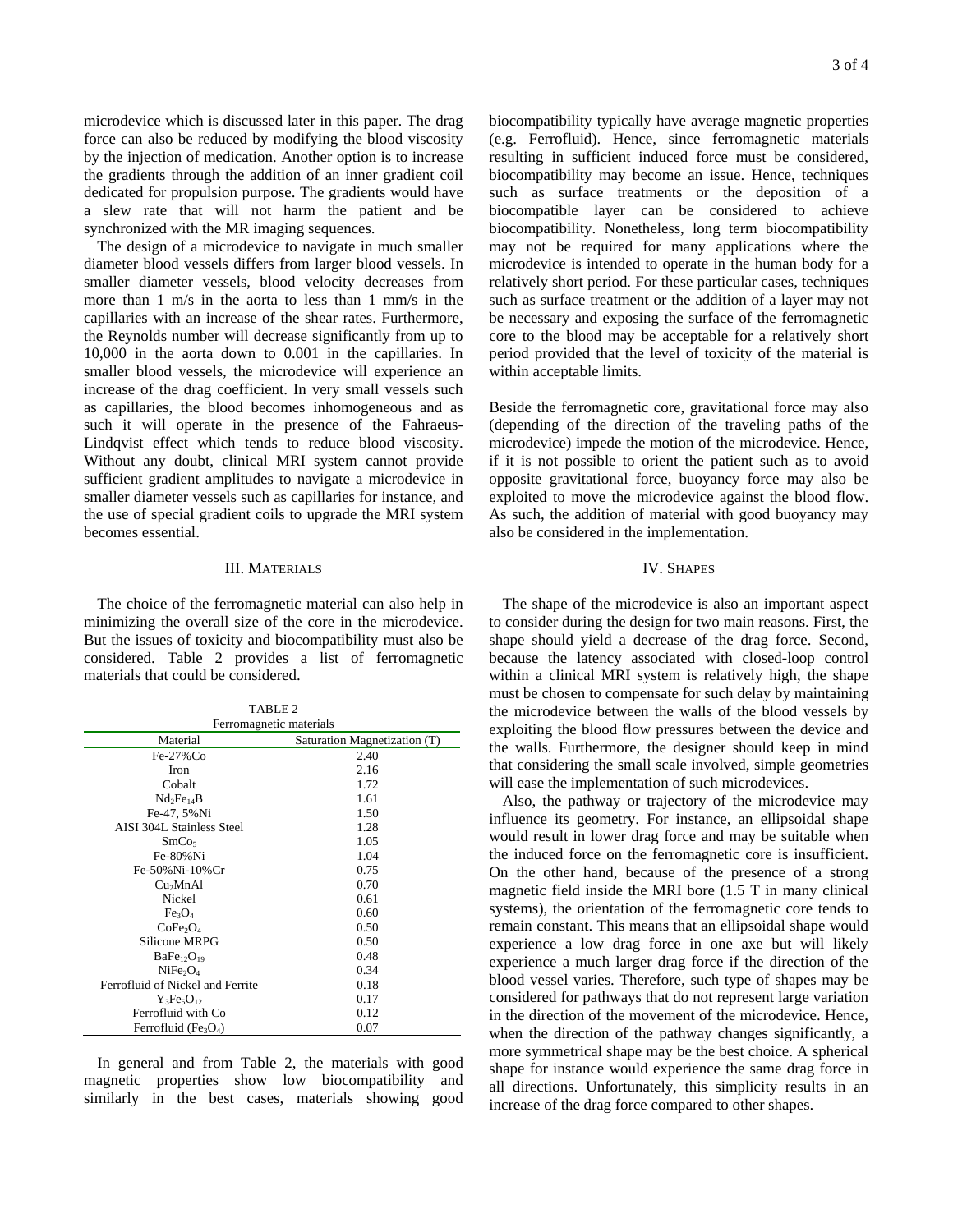microdevice which is discussed later in this paper. The drag force can also be reduced by modifying the blood viscosity by the injection of medication. Another option is to increase the gradients through the addition of an inner gradient coil dedicated for propulsion purpose. The gradients would have a slew rate that will not harm the patient and be synchronized with the MR imaging sequences.

The design of a microdevice to navigate in much smaller diameter blood vessels differs from larger blood vessels. In smaller diameter vessels, blood velocity decreases from more than 1 m/s in the aorta to less than 1 mm/s in the capillaries with an increase of the shear rates. Furthermore, the Reynolds number will decrease significantly from up to 10,000 in the aorta down to 0.001 in the capillaries. In smaller blood vessels, the microdevice will experience an increase of the drag coefficient. In very small vessels such as capillaries, the blood becomes inhomogeneous and as such it will operate in the presence of the Fahraeus-Lindqvist effect which tends to reduce blood viscosity. Without any doubt, clinical MRI system cannot provide sufficient gradient amplitudes to navigate a microdevice in smaller diameter vessels such as capillaries for instance, and the use of special gradient coils to upgrade the MRI system becomes essential.

## III. Materials

The choice of the ferromagnetic material can also help in minimizing the overall size of the core in the microdevice. But the issues of toxicity and biocompatibility must also be considered. Table 2 provides a list of ferromagnetic materials that could be considered.

TABLE 2
Ferromagnetic materials

| Material | Saturation Magnetization (T) |
|---|---|
| Fe-27%Co | 2.40 |
| Iron | 2.16 |
| Cobalt | 1.72 |
| $Nd_2Fe_{14}B$ | 1.61 |
| Fe-47, 5%Ni | 1.50 |
| AISI 304L Stainless Steel | 1.28 |
| $SmCo_5$ | 1.05 |
| Fe-80%Ni | 1.04 |
| Fe-50%Ni-10%Cr | 0.75 |
| $Cu_2MnAl$ | 0.70 |
| Nickel | 0.61 |
| $Fe_3O_4$ | 0.60 |
| $CoFe_2O_4$ | 0.50 |
| Silicone MRPG | 0.50 |
| $BaFe_{12}O_{19}$ | 0.48 |
| $NiFe_2O_4$ | 0.34 |
| Ferrofluid of Nickel and Ferrite | 0.18 |
| $Y_3Fe_5O_{12}$ | 0.17 |
| Ferrofluid with Co | 0.12 |
| Ferrofluid ($Fe_3O_4$) | 0.07 |

In general and from Table 2, the materials with good magnetic properties show low biocompatibility and similarly in the best cases, materials showing good biocompatibility typically have average magnetic properties (e.g. Ferrofluid). Hence, since ferromagnetic materials resulting in sufficient induced force must be considered, biocompatibility may become an issue. Hence, techniques such as surface treatments or the deposition of a biocompatible layer can be considered to achieve biocompatibility. Nonetheless, long term biocompatibility may not be required for many applications where the microdevice is intended to operate in the human body for a relatively short period. For these particular cases, techniques such as surface treatment or the addition of a layer may not be necessary and exposing the surface of the ferromagnetic core to the blood may be acceptable for a relatively short period provided that the level of toxicity of the material is within acceptable limits.

Beside the ferromagnetic core, gravitational force may also (depending of the direction of the traveling paths of the microdevice) impede the motion of the microdevice. Hence, if it is not possible to orient the patient such as to avoid opposite gravitational force, buoyancy force may also be exploited to move the microdevice against the blood flow. As such, the addition of material with good buoyancy may also be considered in the implementation.

## IV. Shapes

The shape of the microdevice is also an important aspect to consider during the design for two main reasons. First, the shape should yield a decrease of the drag force. Second, because the latency associated with closed-loop control within a clinical MRI system is relatively high, the shape must be chosen to compensate for such delay by maintaining the microdevice between the walls of the blood vessels by exploiting the blood flow pressures between the device and the walls. Furthermore, the designer should keep in mind that considering the small scale involved, simple geometries will ease the implementation of such microdevices.

Also, the pathway or trajectory of the microdevice may influence its geometry. For instance, an ellipsoidal shape would result in lower drag force and may be suitable when the induced force on the ferromagnetic core is insufficient. On the other hand, because of the presence of a strong magnetic field inside the MRI bore (1.5 T in many clinical systems), the orientation of the ferromagnetic core tends to remain constant. This means that an ellipsoidal shape would experience a low drag force in one axe but will likely experience a much larger drag force if the direction of the blood vessel varies. Therefore, such type of shapes may be considered for pathways that do not represent large variation in the direction of the movement of the microdevice. Hence, when the direction of the pathway changes significantly, a more symmetrical shape may be the best choice. A spherical shape for instance would experience the same drag force in all directions. Unfortunately, this simplicity results in an increase of the drag force compared to other shapes.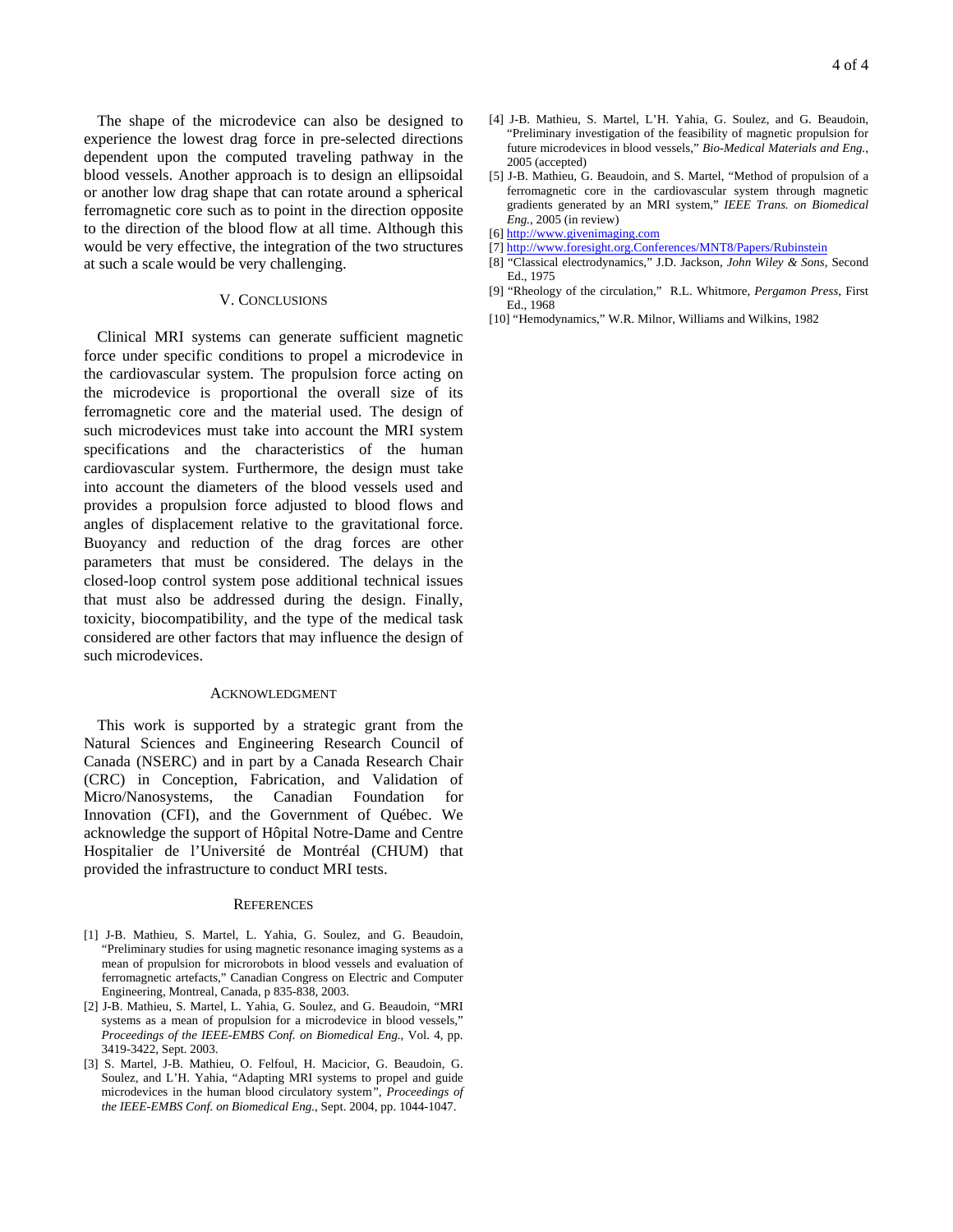The shape of the microdevice can also be designed to experience the lowest drag force in pre-selected directions dependent upon the computed traveling pathway in the blood vessels. Another approach is to design an ellipsoidal or another low drag shape that can rotate around a spherical ferromagnetic core such as to point in the direction opposite to the direction of the blood flow at all time. Although this would be very effective, the integration of the two structures at such a scale would be very challenging.

## V. Conclusions

Clinical MRI systems can generate sufficient magnetic force under specific conditions to propel a microdevice in the cardiovascular system. The propulsion force acting on the microdevice is proportional the overall size of its ferromagnetic core and the material used. The design of such microdevices must take into account the MRI system specifications and the characteristics of the human cardiovascular system. Furthermore, the design must take into account the diameters of the blood vessels used and provides a propulsion force adjusted to blood flows and angles of displacement relative to the gravitational force. Buoyancy and reduction of the drag forces are other parameters that must be considered. The delays in the closed-loop control system pose additional technical issues that must also be addressed during the design. Finally, toxicity, biocompatibility, and the type of the medical task considered are other factors that may influence the design of such microdevices.

## Acknowledgment

This work is supported by a strategic grant from the Natural Sciences and Engineering Research Council of Canada (NSERC) and in part by a Canada Research Chair (CRC) in Conception, Fabrication, and Validation of Micro/Nanosystems, the Canadian Foundation for Innovation (CFI), and the Government of Québec. We acknowledge the support of Hôpital Notre-Dame and Centre Hospitalier de l'Université de Montréal (CHUM) that provided the infrastructure to conduct MRI tests.

## References

[1] J-B. Mathieu, S. Martel, L. Yahia, G. Soulez, and G. Beaudoin, "Preliminary studies for using magnetic resonance imaging systems as a mean of propulsion for microrobots in blood vessels and evaluation of ferromagnetic artefacts," Canadian Congress on Electric and Computer Engineering, Montreal, Canada, p 835-838, 2003.

[2] J-B. Mathieu, S. Martel, L. Yahia, G. Soulez, and G. Beaudoin, "MRI systems as a mean of propulsion for a microdevice in blood vessels," *Proceedings of the IEEE-EMBS Conf. on Biomedical Eng.*, Vol. 4, pp. 3419-3422, Sept. 2003.

[3] S. Martel, J-B. Mathieu, O. Felfoul, H. Macicior, G. Beaudoin, G. Soulez, and L'H. Yahia, "Adapting MRI systems to propel and guide microdevices in the human blood circulatory system", *Proceedings of the IEEE-EMBS Conf. on Biomedical Eng.*, Sept. 2004, pp. 1044-1047.

[4] J-B. Mathieu, S. Martel, L'H. Yahia, G. Soulez, and G. Beaudoin, "Preliminary investigation of the feasibility of magnetic propulsion for future microdevices in blood vessels," *Bio-Medical Materials and Eng.*, 2005 (accepted)

[5] J-B. Mathieu, G. Beaudoin, and S. Martel, "Method of propulsion of a ferromagnetic core in the cardiovascular system through magnetic gradients generated by an MRI system," *IEEE Trans. on Biomedical Eng.*, 2005 (in review)

[6] http://www.givenimaging.com

[7] http://www.foresight.org.Conferences/MNT8/Papers/Rubinstein

[8] "Classical electrodynamics," J.D. Jackson, *John Wiley & Sons*, Second Ed., 1975

[9] "Rheology of the circulation," R.L. Whitmore, *Pergamon Press*, First Ed., 1968

[10] "Hemodynamics," W.R. Milnor, Williams and Wilkins, 1982